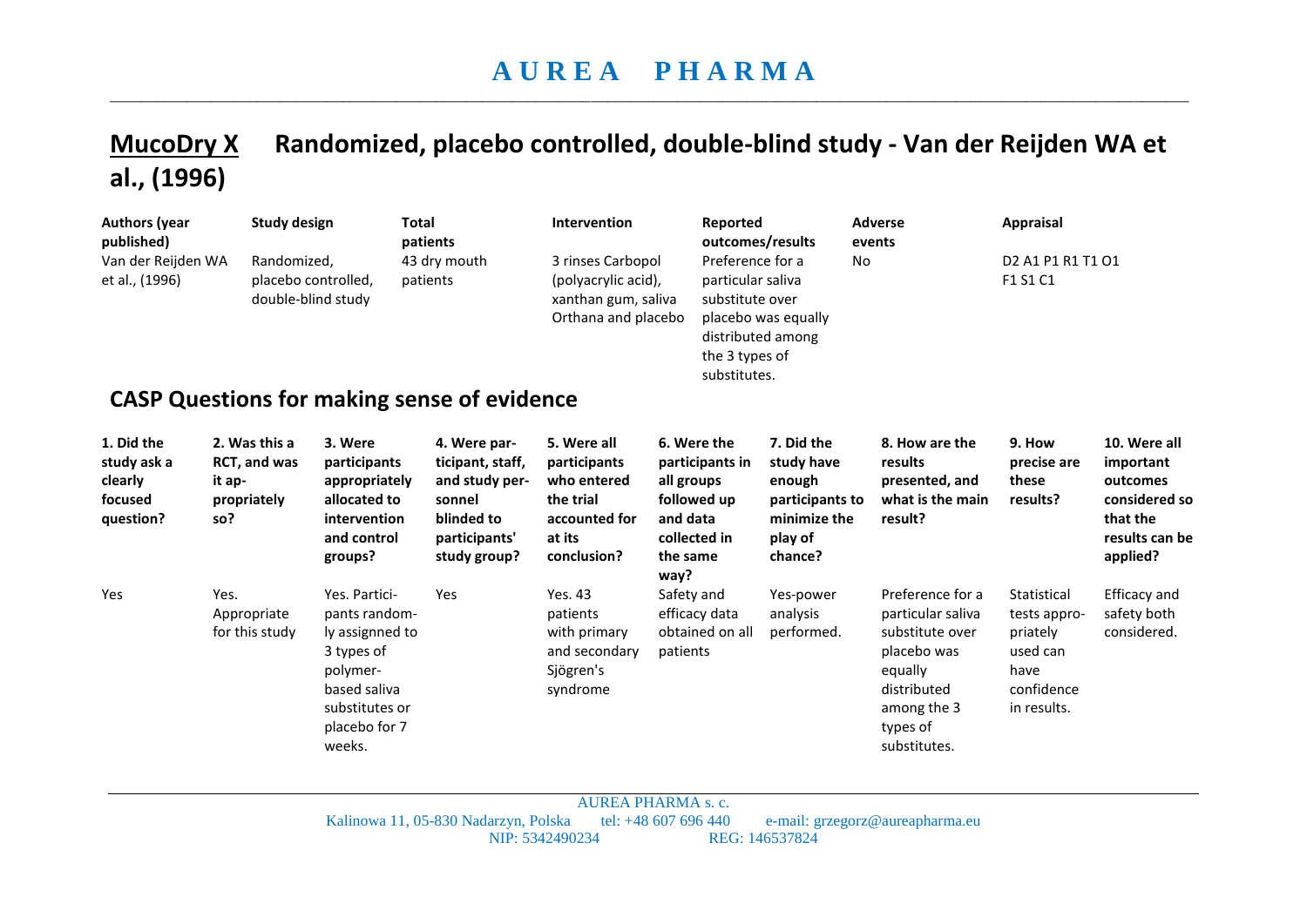# MucoDry X Randomized, placebo controlled, double-blind study - Van der Reijden WA et al., (1996)

| Authors (year published) | Study design | Total patients | Intervention | Reported outcomes/results | Adverse events | Appraisal |
|---|---|---|---|---|---|---|
| Van der Reijden WA et al., (1996) | Randomized, placebo controlled, double-blind study | 43 dry mouth patients | 3 rinses Carbopol (polyacrylic acid), xanthan gum, saliva Orthana and placebo | Preference for a particular saliva substitute over placebo was equally distributed among the 3 types of substitutes. | No | D2 A1 P1 R1 T1 O1 F1 S1 C1 |

## CASP Questions for making sense of evidence

| 1. Did the study ask a clearly focused question? | 2. Was this a RCT, and was it appropriately so? | 3. Were participants appropriately allocated to intervention and control groups? | 4. Were participant, staff, and study personnel blinded to participants' study group? | 5. Were all participants who entered the trial accounted for at its conclusion? | 6. Were the participants in all groups followed up and data collected in the same way? | 7. Did the study have enough participants to minimize the play of chance? | 8. How are the results presented, and what is the main result? | 9. How precise are these results? | 10. Were all important outcomes considered so that the results can be applied? |
|---|---|---|---|---|---|---|---|---|---|
| Yes | Yes. Appropriate for this study | Yes. Participants randomly assignned to 3 types of polymer-based saliva substitutes or placebo for 7 weeks. | Yes | Yes. 43 patients with primary and secondary Sjögren's syndrome | Safety and efficacy data obtained on all patients | Yes-power analysis performed. | Preference for a particular saliva substitute over placebo was equally distributed among the 3 types of substitutes. | Statistical tests appropriately used can have confidence in results. | Efficacy and safety both considered. |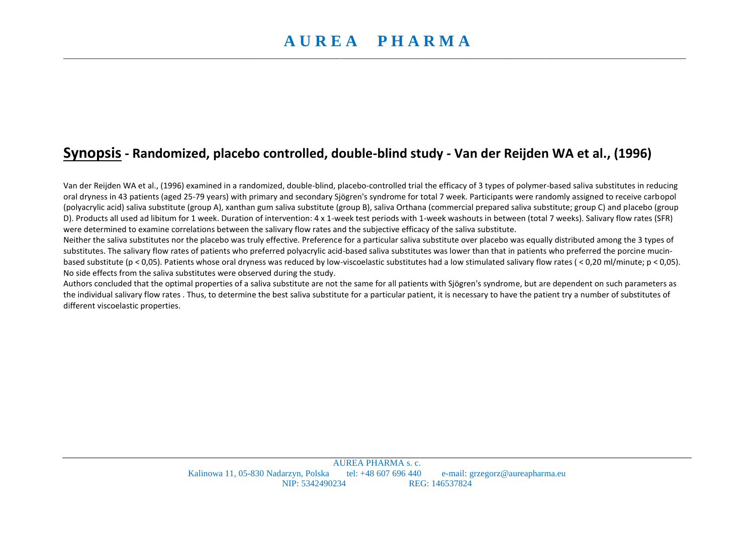## <u>Synopsis</u> - Randomized, placebo controlled, double-blind study - Van der Reijden WA et al., (1996)

Van der Reijden WA et al., (1996) examined in a randomized, double-blind, placebo-controlled trial the efficacy of 3 types of polymer-based saliva substitutes in reducing oral dryness in 43 patients (aged 25-79 years) with primary and secondary Sjögren's syndrome for total 7 week. Participants were randomly assigned to receive carbopol (polyacrylic acid) saliva substitute (group A), xanthan gum saliva substitute (group B), saliva Orthana (commercial prepared saliva substitute; group C) and placebo (group D). Products all used ad libitum for 1 week. Duration of intervention: 4 x 1-week test periods with 1-week washouts in between (total 7 weeks). Salivary flow rates (SFR) were determined to examine correlations between the salivary flow rates and the subjective efficacy of the saliva substitute.

Neither the saliva substitutes nor the placebo was truly effective. Preference for a particular saliva substitute over placebo was equally distributed among the 3 types of substitutes. The salivary flow rates of patients who preferred polyacrylic acid-based saliva substitutes was lower than that in patients who preferred the porcine mucin-based substitute ($p < 0,05$). Patients whose oral dryness was reduced by low-viscoelastic substitutes had a low stimulated salivary flow rates ( < 0,20 ml/minute; $p < 0,05$). No side effects from the saliva substitutes were observed during the study.

Authors concluded that the optimal properties of a saliva substitute are not the same for all patients with Sjögren's syndrome, but are dependent on such parameters as the individual salivary flow rates . Thus, to determine the best saliva substitute for a particular patient, it is necessary to have the patient try a number of substitutes of different viscoelastic properties.